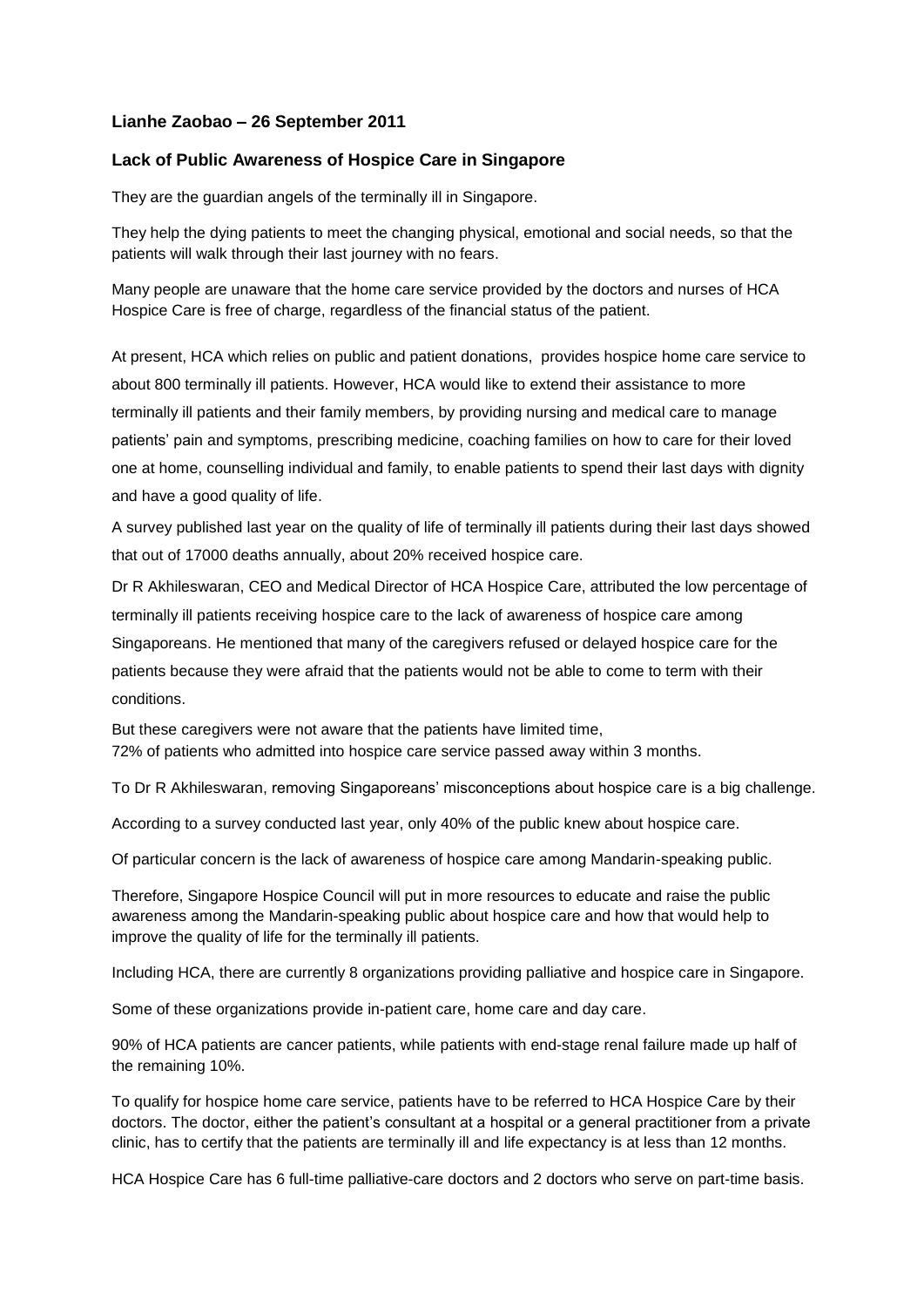**Lianhe Zaobao – 26 September 2011**

**Lack of Public Awareness of Hospice Care in Singapore**

They are the guardian angels of the terminally ill in Singapore.

They help the dying patients to meet the changing physical, emotional and social needs, so that the patients will walk through their last journey with no fears.

Many people are unaware that the home care service provided by the doctors and nurses of HCA Hospice Care is free of charge, regardless of the financial status of the patient.

At present, HCA which relies on public and patient donations, provides hospice home care service to about 800 terminally ill patients. However, HCA would like to extend their assistance to more terminally ill patients and their family members, by providing nursing and medical care to manage patients' pain and symptoms, prescribing medicine, coaching families on how to care for their loved one at home, counselling individual and family, to enable patients to spend their last days with dignity and have a good quality of life.

A survey published last year on the quality of life of terminally ill patients during their last days showed that out of 17000 deaths annually, about 20% received hospice care.

Dr R Akhileswaran, CEO and Medical Director of HCA Hospice Care, attributed the low percentage of terminally ill patients receiving hospice care to the lack of awareness of hospice care among Singaporeans. He mentioned that many of the caregivers refused or delayed hospice care for the patients because they were afraid that the patients would not be able to come to term with their conditions.

But these caregivers were not aware that the patients have limited time,
72% of patients who admitted into hospice care service passed away within 3 months.

To Dr R Akhileswaran, removing Singaporeans' misconceptions about hospice care is a big challenge.

According to a survey conducted last year, only 40% of the public knew about hospice care.

Of particular concern is the lack of awareness of hospice care among Mandarin-speaking public.

Therefore, Singapore Hospice Council will put in more resources to educate and raise the public awareness among the Mandarin-speaking public about hospice care and how that would help to improve the quality of life for the terminally ill patients.

Including HCA, there are currently 8 organizations providing palliative and hospice care in Singapore.

Some of these organizations provide in-patient care, home care and day care.

90% of HCA patients are cancer patients, while patients with end-stage renal failure made up half of the remaining 10%.

To qualify for hospice home care service, patients have to be referred to HCA Hospice Care by their doctors. The doctor, either the patient's consultant at a hospital or a general practitioner from a private clinic, has to certify that the patients are terminally ill and life expectancy is at less than 12 months.

HCA Hospice Care has 6 full-time palliative-care doctors and 2 doctors who serve on part-time basis.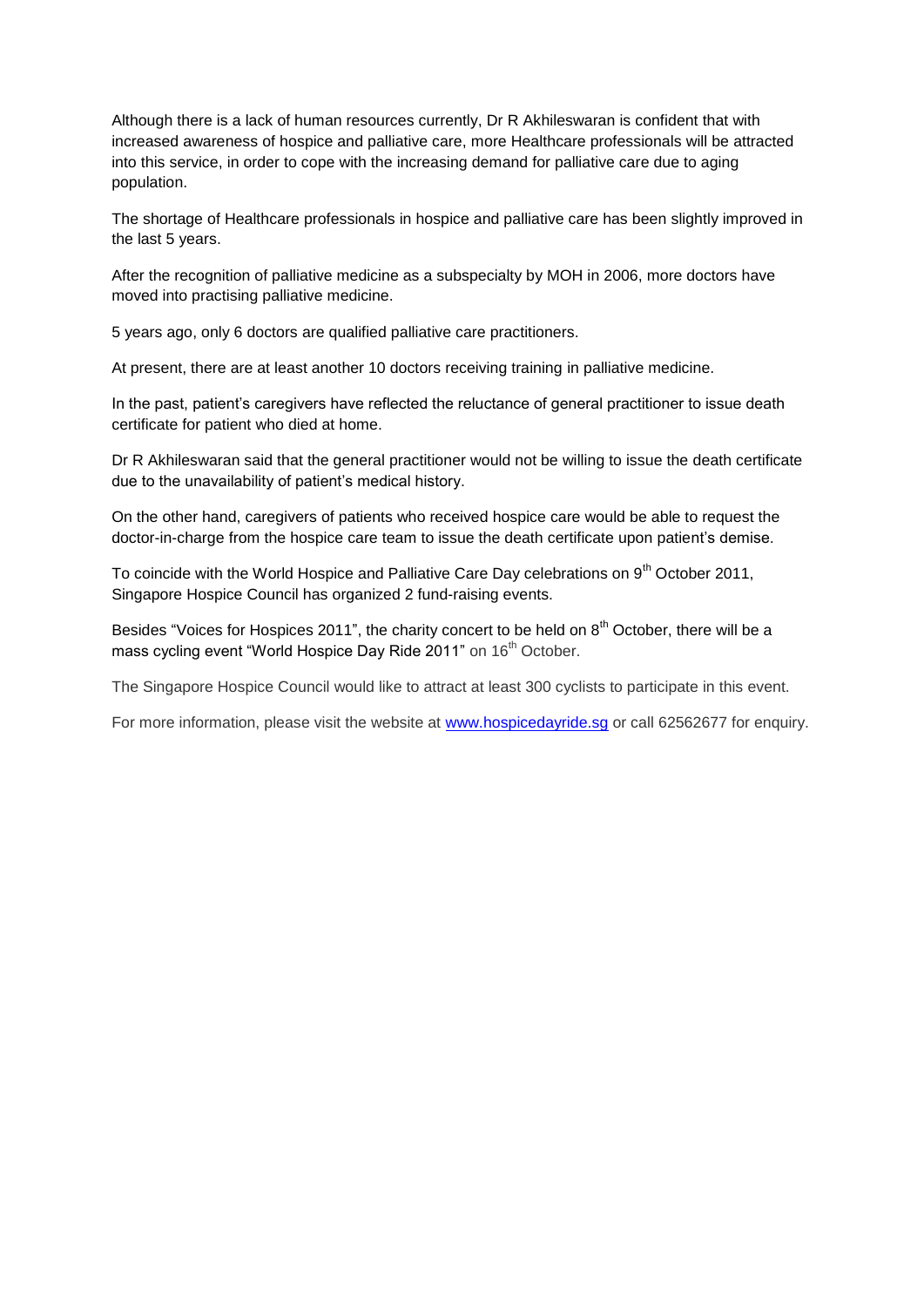Although there is a lack of human resources currently, Dr R Akhileswaran is confident that with increased awareness of hospice and palliative care, more Healthcare professionals will be attracted into this service, in order to cope with the increasing demand for palliative care due to aging population.

The shortage of Healthcare professionals in hospice and palliative care has been slightly improved in the last 5 years.

After the recognition of palliative medicine as a subspecialty by MOH in 2006, more doctors have moved into practising palliative medicine.

5 years ago, only 6 doctors are qualified palliative care practitioners.

At present, there are at least another 10 doctors receiving training in palliative medicine.

In the past, patient's caregivers have reflected the reluctance of general practitioner to issue death certificate for patient who died at home.

Dr R Akhileswaran said that the general practitioner would not be willing to issue the death certificate due to the unavailability of patient's medical history.

On the other hand, caregivers of patients who received hospice care would be able to request the doctor-in-charge from the hospice care team to issue the death certificate upon patient's demise.

To coincide with the World Hospice and Palliative Care Day celebrations on 9th October 2011, Singapore Hospice Council has organized 2 fund-raising events.

Besides "Voices for Hospices 2011", the charity concert to be held on 8th October, there will be a mass cycling event "World Hospice Day Ride 2011" on 16th October.

The Singapore Hospice Council would like to attract at least 300 cyclists to participate in this event.

For more information, please visit the website at [www.hospicedayride.sg](http://www.hospicedayride.sg) or call 62562677 for enquiry.